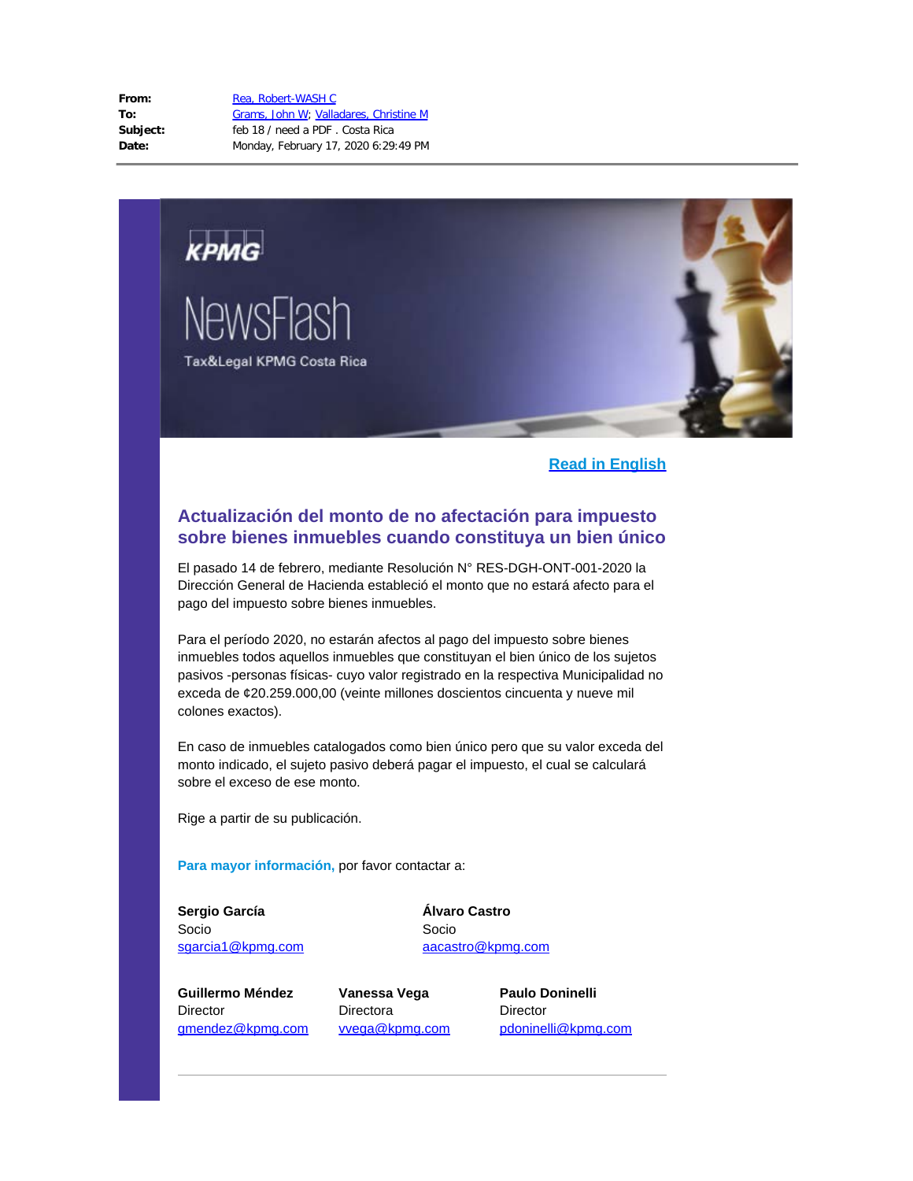**From:** Rea, Robert-WASH C
**To:** Grams, John W; Valladares, Christine M
**Subject:** feb 18 / need a PDF . Costa Rica
**Date:** Monday, February 17, 2020 6:29:49 PM

---

KPMG

NewsFlash

Tax&Legal KPMG Costa Rica

[Read in English]

## Actualización del monto de no afectación para impuesto sobre bienes inmuebles cuando constituya un bien único

El pasado 14 de febrero, mediante Resolución N° RES-DGH-ONT-001-2020 la Dirección General de Hacienda estableció el monto que no estará afecto para el pago del impuesto sobre bienes inmuebles.

Para el período 2020, no estarán afectos al pago del impuesto sobre bienes inmuebles todos aquellos inmuebles que constituyan el bien único de los sujetos pasivos -personas físicas- cuyo valor registrado en la respectiva Municipalidad no exceda de ¢20.259.000,00 (veinte millones doscientos cincuenta y nueve mil colones exactos).

En caso de inmuebles catalogados como bien único pero que su valor exceda del monto indicado, el sujeto pasivo deberá pagar el impuesto, el cual se calculará sobre el exceso de ese monto.

Rige a partir de su publicación.

**Para mayor información,** por favor contactar a:

**Sergio García**
Socio
sgarcia1@kpmg.com

**Álvaro Castro**
Socio
aacastro@kpmg.com

**Guillermo Méndez**
Director
gmendez@kpmg.com

**Vanessa Vega**
Directora
vvega@kpmg.com

**Paulo Doninelli**
Director
pdoninelli@kpmg.com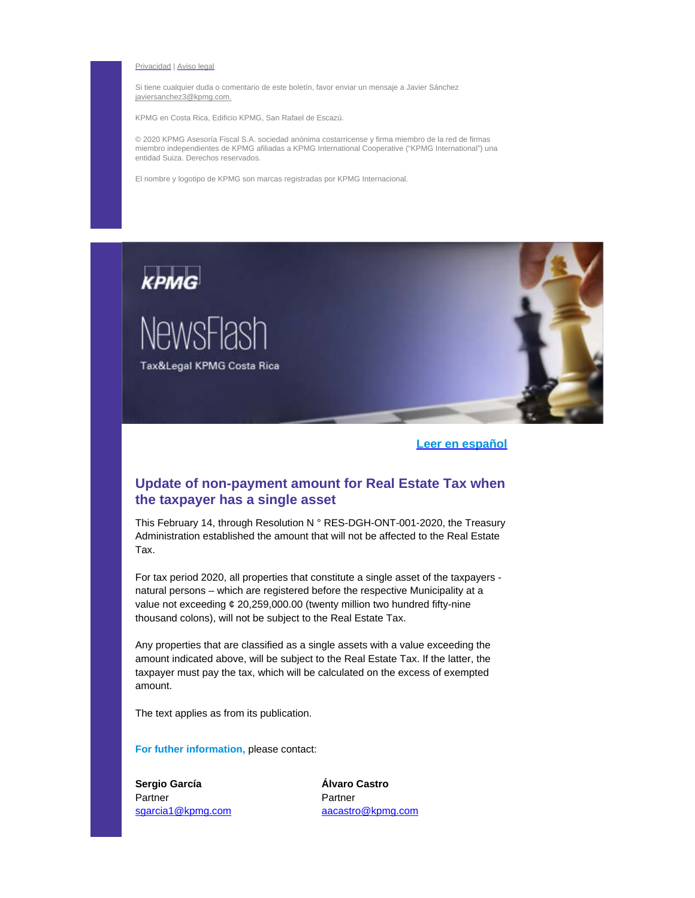Privacidad | Aviso legal

Si tiene cualquier duda o comentario de este boletín, favor enviar un mensaje a Javier Sánchez javiersanchez3@kpmg.com.

KPMG en Costa Rica, Edificio KPMG, San Rafael de Escazú.

© 2020 KPMG Asesoría Fiscal S.A. sociedad anónima costarricense y firma miembro de la red de firmas miembro independientes de KPMG afiliadas a KPMG International Cooperative ("KPMG International") una entidad Suiza. Derechos reservados.

El nombre y logotipo de KPMG son marcas registradas por KPMG Internacional.

KPMG

NewsFlash

Tax&Legal KPMG Costa Rica

Leer en español

## Update of non-payment amount for Real Estate Tax when the taxpayer has a single asset

This February 14, through Resolution N ° RES-DGH-ONT-001-2020, the Treasury Administration established the amount that will not be affected to the Real Estate Tax.

For tax period 2020, all properties that constitute a single asset of the taxpayers - natural persons – which are registered before the respective Municipality at a value not exceeding ¢ 20,259,000.00 (twenty million two hundred fifty-nine thousand colons), will not be subject to the Real Estate Tax.

Any properties that are classified as a single assets with a value exceeding the amount indicated above, will be subject to the Real Estate Tax. If the latter, the taxpayer must pay the tax, which will be calculated on the excess of exempted amount.

The text applies as from its publication.

**For futher information,** please contact:

**Sergio García**
Partner
sgarcia1@kpmg.com

**Álvaro Castro**
Partner
aacastro@kpmg.com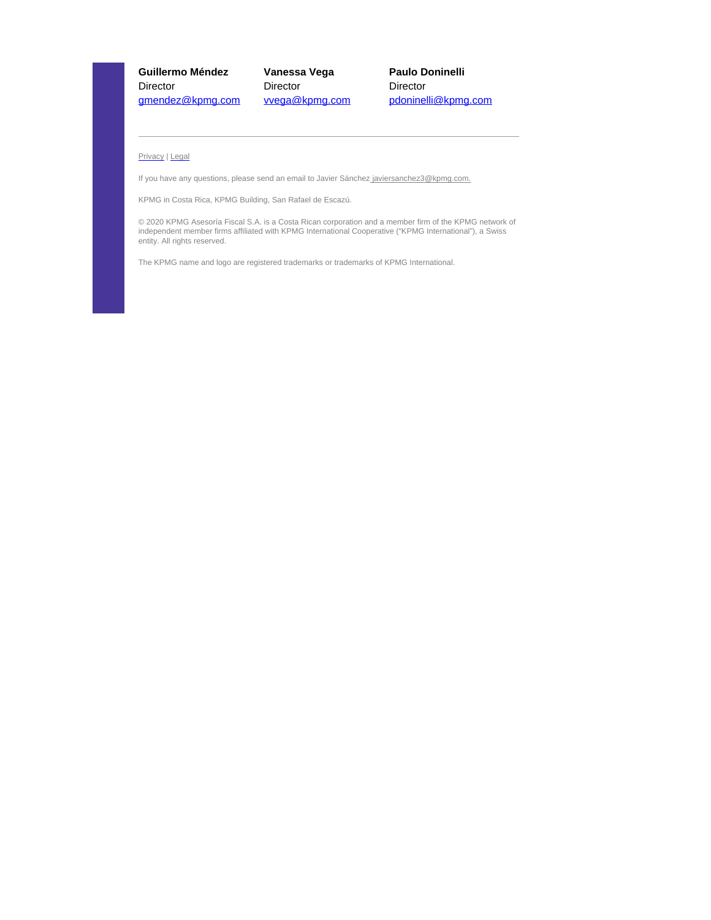**Guillermo Méndez**
Director
gmendez@kpmg.com

**Vanessa Vega**
Director
vvega@kpmg.com

**Paulo Doninelli**
Director
pdoninelli@kpmg.com

---

Privacy | Legal

If you have any questions, please send an email to Javier Sánchez javiersanchez3@kpmg.com.

KPMG in Costa Rica, KPMG Building, San Rafael de Escazú.

© 2020 KPMG Asesoría Fiscal S.A. is a Costa Rican corporation and a member firm of the KPMG network of independent member firms affiliated with KPMG International Cooperative ("KPMG International"), a Swiss entity. All rights reserved.

The KPMG name and logo are registered trademarks or trademarks of KPMG International.